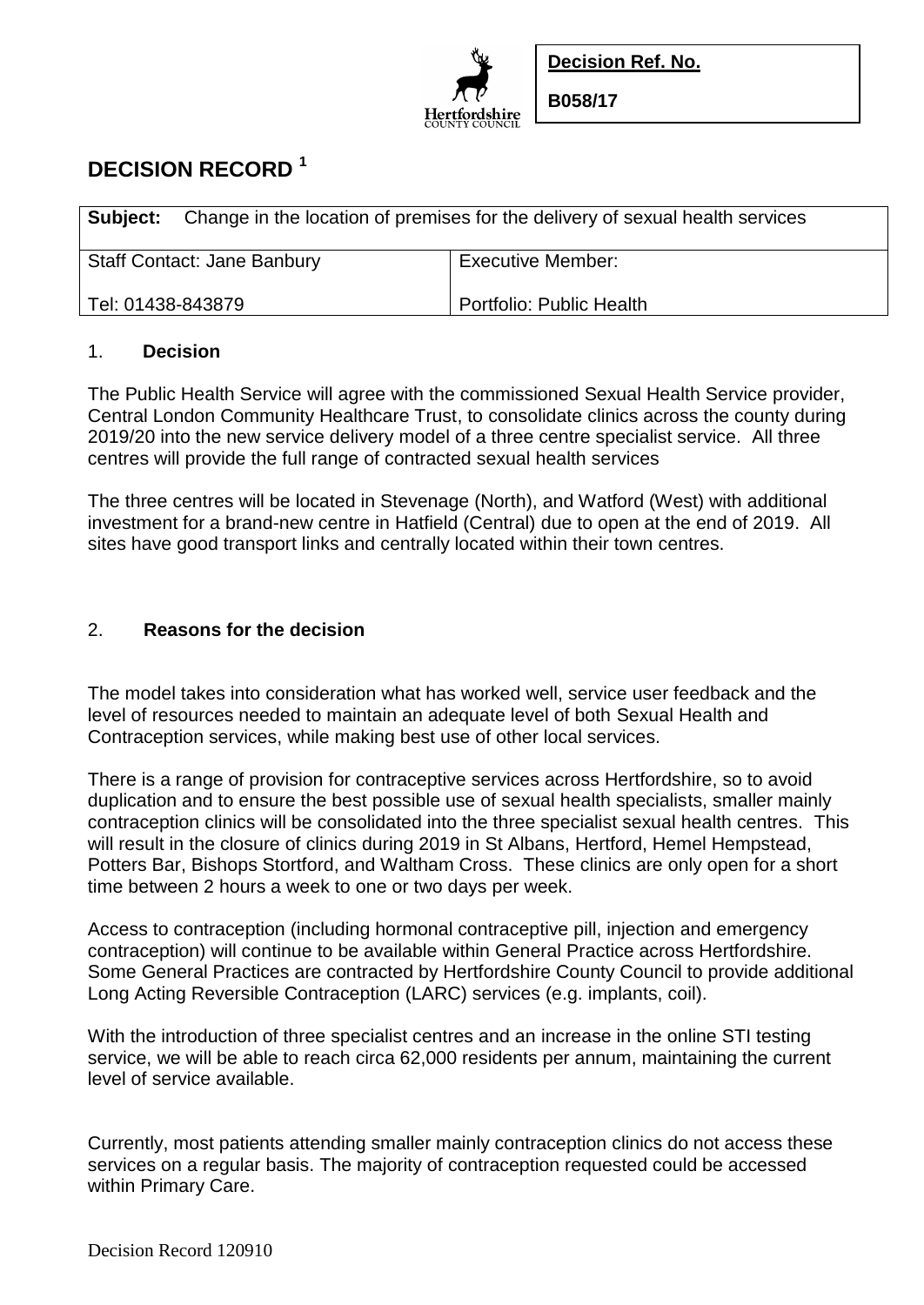**Decision Ref. No.**

**B058/17**

# DECISION RECORD [1]

| **Subject:** Change in the location of premises for the delivery of sexual health services | |
|---|---|
| Staff Contact: Jane Banbury | Executive Member: |
| Tel: 01438-843879 | Portfolio: Public Health |

## 1. Decision

The Public Health Service will agree with the commissioned Sexual Health Service provider, Central London Community Healthcare Trust, to consolidate clinics across the county during 2019/20 into the new service delivery model of a three centre specialist service. All three centres will provide the full range of contracted sexual health services

The three centres will be located in Stevenage (North), and Watford (West) with additional investment for a brand-new centre in Hatfield (Central) due to open at the end of 2019. All sites have good transport links and centrally located within their town centres.

## 2. Reasons for the decision

The model takes into consideration what has worked well, service user feedback and the level of resources needed to maintain an adequate level of both Sexual Health and Contraception services, while making best use of other local services.

There is a range of provision for contraceptive services across Hertfordshire, so to avoid duplication and to ensure the best possible use of sexual health specialists, smaller mainly contraception clinics will be consolidated into the three specialist sexual health centres. This will result in the closure of clinics during 2019 in St Albans, Hertford, Hemel Hempstead, Potters Bar, Bishops Stortford, and Waltham Cross. These clinics are only open for a short time between 2 hours a week to one or two days per week.

Access to contraception (including hormonal contraceptive pill, injection and emergency contraception) will continue to be available within General Practice across Hertfordshire. Some General Practices are contracted by Hertfordshire County Council to provide additional Long Acting Reversible Contraception (LARC) services (e.g. implants, coil).

With the introduction of three specialist centres and an increase in the online STI testing service, we will be able to reach circa 62,000 residents per annum, maintaining the current level of service available.

Currently, most patients attending smaller mainly contraception clinics do not access these services on a regular basis. The majority of contraception requested could be accessed within Primary Care.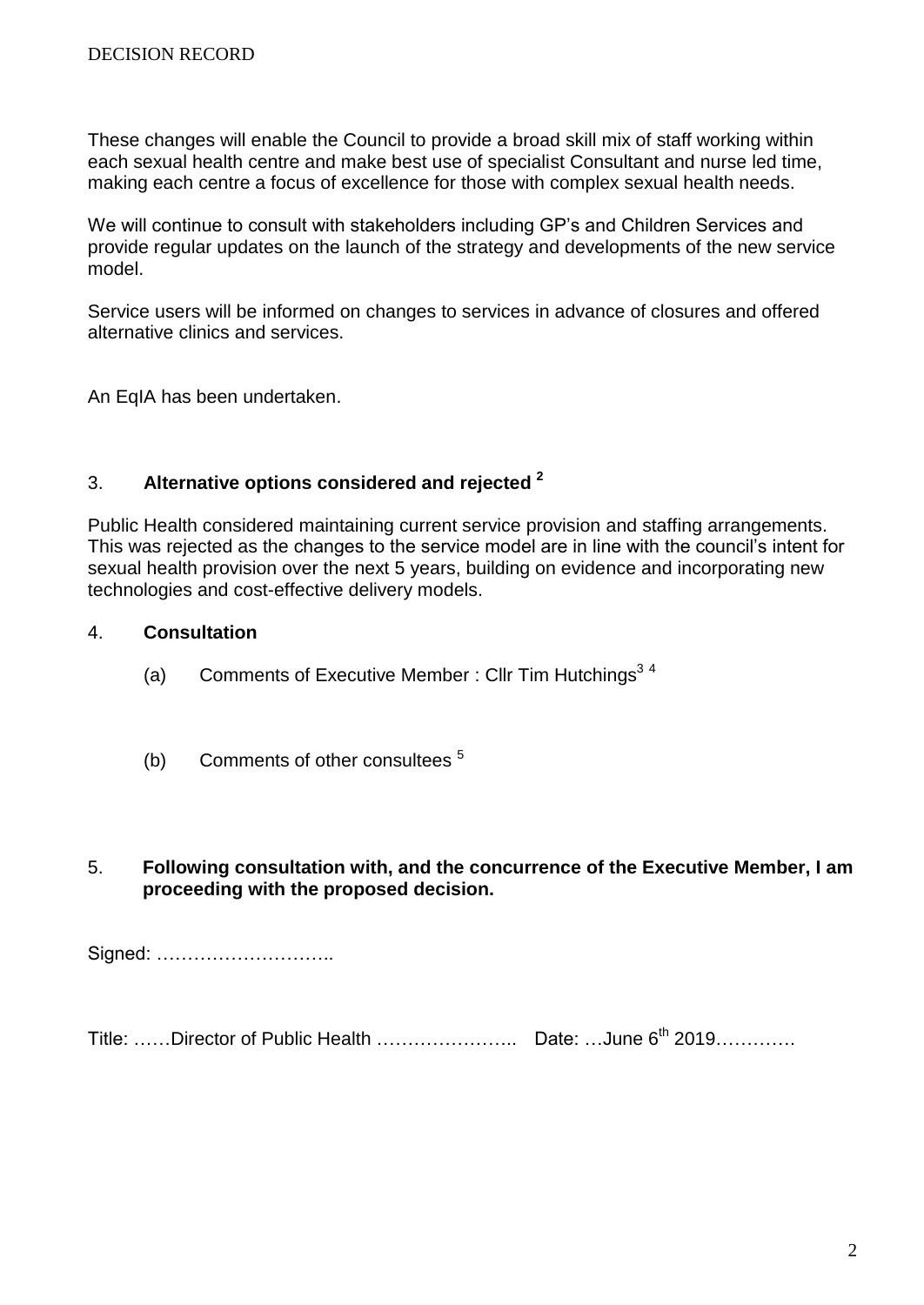These changes will enable the Council to provide a broad skill mix of staff working within each sexual health centre and make best use of specialist Consultant and nurse led time, making each centre a focus of excellence for those with complex sexual health needs.

We will continue to consult with stakeholders including GP's and Children Services and provide regular updates on the launch of the strategy and developments of the new service model.

Service users will be informed on changes to services in advance of closures and offered alternative clinics and services.

An EqIA has been undertaken.

## 3. Alternative options considered and rejected [2]

Public Health considered maintaining current service provision and staffing arrangements. This was rejected as the changes to the service model are in line with the council's intent for sexual health provision over the next 5 years, building on evidence and incorporating new technologies and cost-effective delivery models.

## 4. Consultation

(a) Comments of Executive Member : Cllr Tim Hutchings[3 4]

(b) Comments of other consultees [5]

## 5. Following consultation with, and the concurrence of the Executive Member, I am proceeding with the proposed decision.

Signed: ………………………..

Title: ……Director of Public Health ………………….. Date: …June 6th 2019…………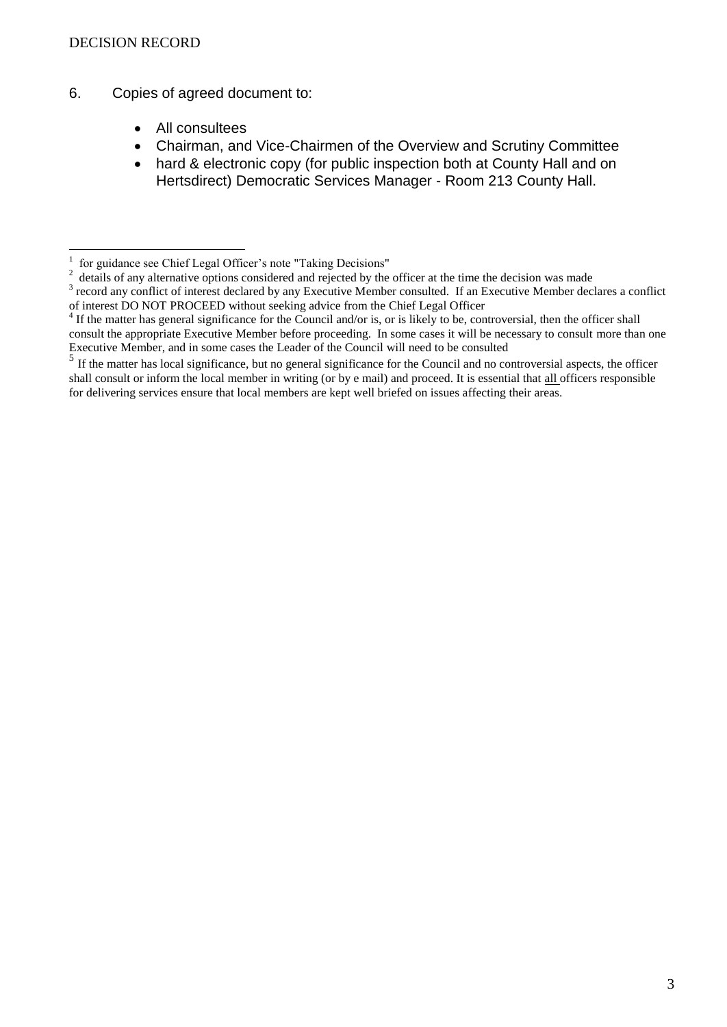6. Copies of agreed document to:

- All consultees
- Chairman, and Vice-Chairmen of the Overview and Scrutiny Committee
- hard & electronic copy (for public inspection both at County Hall and on Hertsdirect) Democratic Services Manager - Room 213 County Hall.

---

[1] for guidance see Chief Legal Officer's note "Taking Decisions"

[2] details of any alternative options considered and rejected by the officer at the time the decision was made

[3] record any conflict of interest declared by any Executive Member consulted. If an Executive Member declares a conflict of interest DO NOT PROCEED without seeking advice from the Chief Legal Officer

[4] If the matter has general significance for the Council and/or is, or is likely to be, controversial, then the officer shall consult the appropriate Executive Member before proceeding. In some cases it will be necessary to consult more than one Executive Member, and in some cases the Leader of the Council will need to be consulted

[5] If the matter has local significance, but no general significance for the Council and no controversial aspects, the officer shall consult or inform the local member in writing (or by e mail) and proceed. It is essential that <u>all</u> officers responsible for delivering services ensure that local members are kept well briefed on issues affecting their areas.